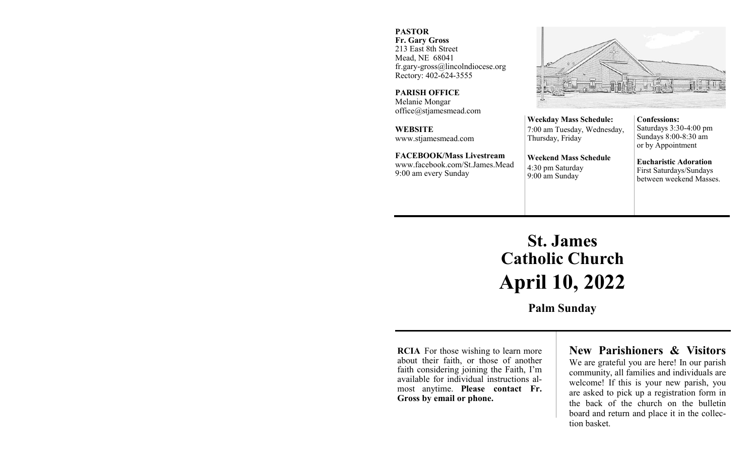**PASTOR**
**Fr. Gary Gross**
213 East 8th Street
Mead, NE 68041
fr.gary-gross@lincolndiocese.org
Rectory: 402-624-3555

**PARISH OFFICE**
Melanie Mongar
office@stjamesmead.com

**WEBSITE**
www.stjamesmead.com

**FACEBOOK/Mass Livestream**
www.facebook.com/St.James.Mead
9:00 am every Sunday

**Weekday Mass Schedule:**
7:00 am Tuesday, Wednesday, Thursday, Friday

**Weekend Mass Schedule**
4:30 pm Saturday
9:00 am Sunday

**Confessions:**
Saturdays 3:30-4:00 pm
Sundays 8:00-8:30 am
or by Appointment

**Eucharistic Adoration**
First Saturdays/Sundays between weekend Masses.

# St. James Catholic Church

# April 10, 2022

## Palm Sunday

**RCIA** For those wishing to learn more about their faith, or those of another faith considering joining the Faith, I'm available for individual instructions almost anytime. **Please contact Fr. Gross by email or phone.**

## New Parishioners & Visitors

We are grateful you are here! In our parish community, all families and individuals are welcome! If this is your new parish, you are asked to pick up a registration form in the back of the church on the bulletin board and return and place it in the collection basket.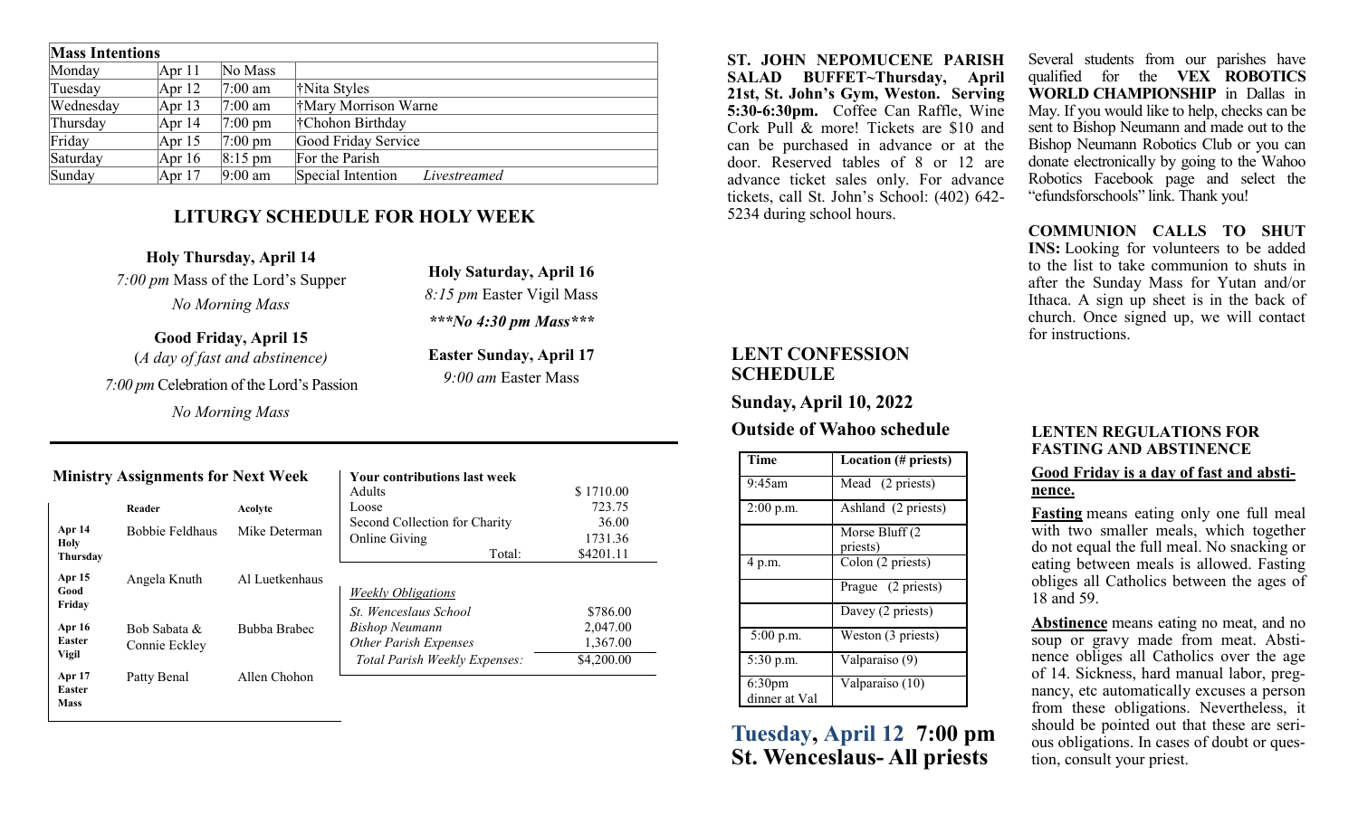| Mass Intentions | | | |
|---|---|---|---|
| Monday | Apr 11 | No Mass | |
| Tuesday | Apr 12 | 7:00 am | †Nita Styles |
| Wednesday | Apr 13 | 7:00 am | †Mary Morrison Warne |
| Thursday | Apr 14 | 7:00 pm | †Chohon Birthday |
| Friday | Apr 15 | 7:00 pm | Good Friday Service |
| Saturday | Apr 16 | 8:15 pm | For the Parish |
| Sunday | Apr 17 | 9:00 am | Special Intention *Livestreamed* |

## LITURGY SCHEDULE FOR HOLY WEEK

**Holy Thursday, April 14**

*7:00 pm* Mass of the Lord's Supper

*No Morning Mass*

**Good Friday, April 15**

(*A day of fast and abstinence)*

*7:00 pm* Celebration of the Lord's Passion

*No Morning Mass*

**Holy Saturday, April 16**

*8:15 pm* Easter Vigil Mass

****No 4:30 pm Mass****

**Easter Sunday, April 17**

*9:00 am* Easter Mass

**Ministry Assignments for Next Week**

| | Reader | Acolyte |
|---|---|---|
| Apr 14 Holy Thursday | Bobbie Feldhaus | Mike Determan |
| Apr 15 Good Friday | Angela Knuth | Al Luetkenhaus |
| Apr 16 Easter Vigil | Bob Sabata & Connie Eckley | Bubba Brabec |
| Apr 17 Easter Mass | Patty Benal | Allen Chohon |

| Your contributions last week | |
|---|---|
| Adults | $ 1710.00 |
| Loose | 723.75 |
| Second Collection for Charity | 36.00 |
| Online Giving | 1731.36 |
| Total: | $4201.11 |

| *Weekly Obligations* | |
|---|---|
| *St. Wenceslaus School* | $786.00 |
| *Bishop Neumann* | 2,047.00 |
| *Other Parish Expenses* | 1,367.00 |
| *Total Parish Weekly Expenses:* | $4,200.00 |

**ST. JOHN NEPOMUCENE PARISH SALAD BUFFET~Thursday, April 21st, St. John's Gym, Weston. Serving 5:30-6:30pm.** Coffee Can Raffle, Wine Cork Pull & more! Tickets are $10 and can be purchased in advance or at the door. Reserved tables of 8 or 12 are advance ticket sales only. For advance tickets, call St. John's School: (402) 642-5234 during school hours.

## LENT CONFESSION SCHEDULE

**Sunday, April 10, 2022**

**Outside of Wahoo schedule**

| Time | Location (# priests) |
|---|---|
| 9:45am | Mead (2 priests) |
| 2:00 p.m. | Ashland (2 priests) |
| | Morse Bluff (2 priests) |
| 4 p.m. | Colon (2 priests) |
| | Prague (2 priests) |
| | Davey (2 priests) |
| 5:00 p.m. | Weston (3 priests) |
| 5:30 p.m. | Valparaiso (9) |
| 6:30pm dinner at Val | Valparaiso (10) |

**Tuesday, April 12 7:00 pm**
**St. Wenceslaus- All priests**

Several students from our parishes have qualified for the **VEX ROBOTICS WORLD CHAMPIONSHIP** in Dallas in May. If you would like to help, checks can be sent to Bishop Neumann and made out to the Bishop Neumann Robotics Club or you can donate electronically by going to the Wahoo Robotics Facebook page and select the "efundsforschools" link. Thank you!

**COMMUNION CALLS TO SHUT INS:** Looking for volunteers to be added to the list to take communion to shuts in after the Sunday Mass for Yutan and/or Ithaca. A sign up sheet is in the back of church. Once signed up, we will contact for instructions.

### LENTEN REGULATIONS FOR FASTING AND ABSTINENCE

**Good Friday is a day of fast and abstinence.**

**Fasting** means eating only one full meal with two smaller meals, which together do not equal the full meal. No snacking or eating between meals is allowed. Fasting obliges all Catholics between the ages of 18 and 59.

**Abstinence** means eating no meat, and no soup or gravy made from meat. Abstinence obliges all Catholics over the age of 14. Sickness, hard manual labor, pregnancy, etc automatically excuses a person from these obligations. Nevertheless, it should be pointed out that these are serious obligations. In cases of doubt or question, consult your priest.